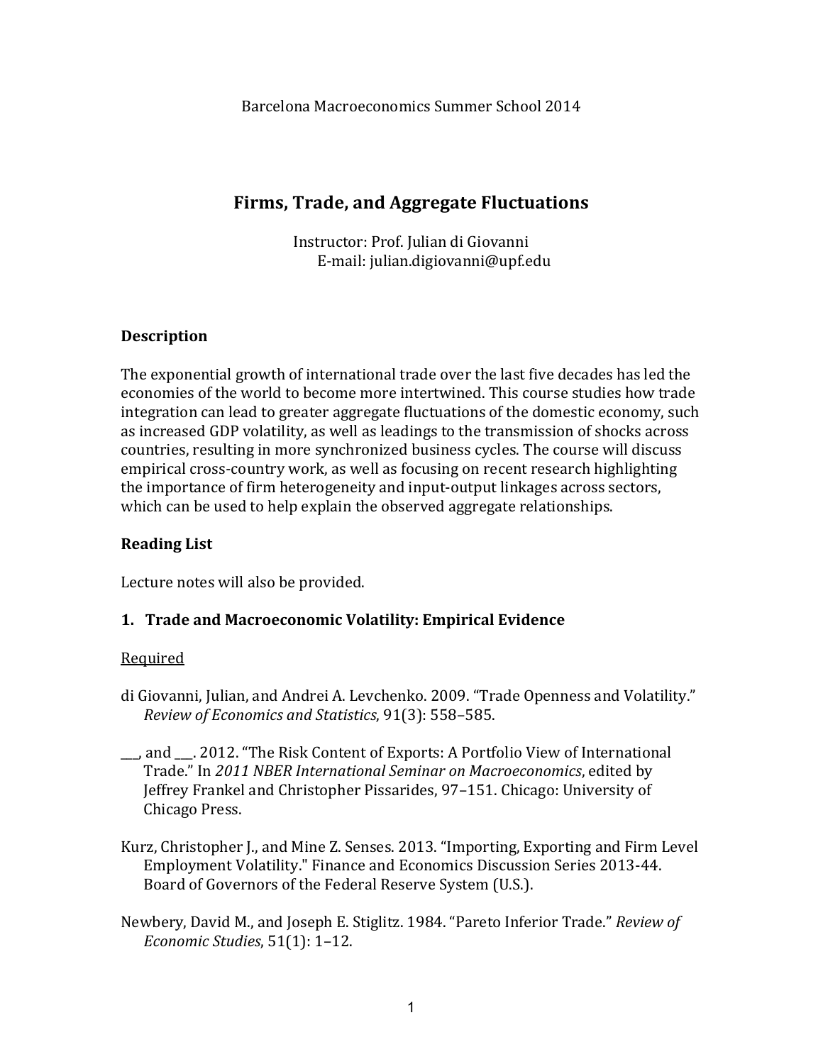Barcelona Macroeconomics Summer School 2014

# Firms, Trade, and Aggregate Fluctuations

Instructor: Prof. Julian di Giovanni
E-mail: julian.digiovanni@upf.edu

## Description

The exponential growth of international trade over the last five decades has led the economies of the world to become more intertwined. This course studies how trade integration can lead to greater aggregate fluctuations of the domestic economy, such as increased GDP volatility, as well as leadings to the transmission of shocks across countries, resulting in more synchronized business cycles. The course will discuss empirical cross-country work, as well as focusing on recent research highlighting the importance of firm heterogeneity and input-output linkages across sectors, which can be used to help explain the observed aggregate relationships.

## Reading List

Lecture notes will also be provided.

### 1. Trade and Macroeconomic Volatility: Empirical Evidence

Required

di Giovanni, Julian, and Andrei A. Levchenko. 2009. "Trade Openness and Volatility." *Review of Economics and Statistics*, 91(3): 558–585.

___, and ___. 2012. "The Risk Content of Exports: A Portfolio View of International Trade." In *2011 NBER International Seminar on Macroeconomics*, edited by Jeffrey Frankel and Christopher Pissarides, 97–151. Chicago: University of Chicago Press.

Kurz, Christopher J., and Mine Z. Senses. 2013. "Importing, Exporting and Firm Level Employment Volatility." Finance and Economics Discussion Series 2013-44. Board of Governors of the Federal Reserve System (U.S.).

Newbery, David M., and Joseph E. Stiglitz. 1984. "Pareto Inferior Trade." *Review of Economic Studies*, 51(1): 1–12.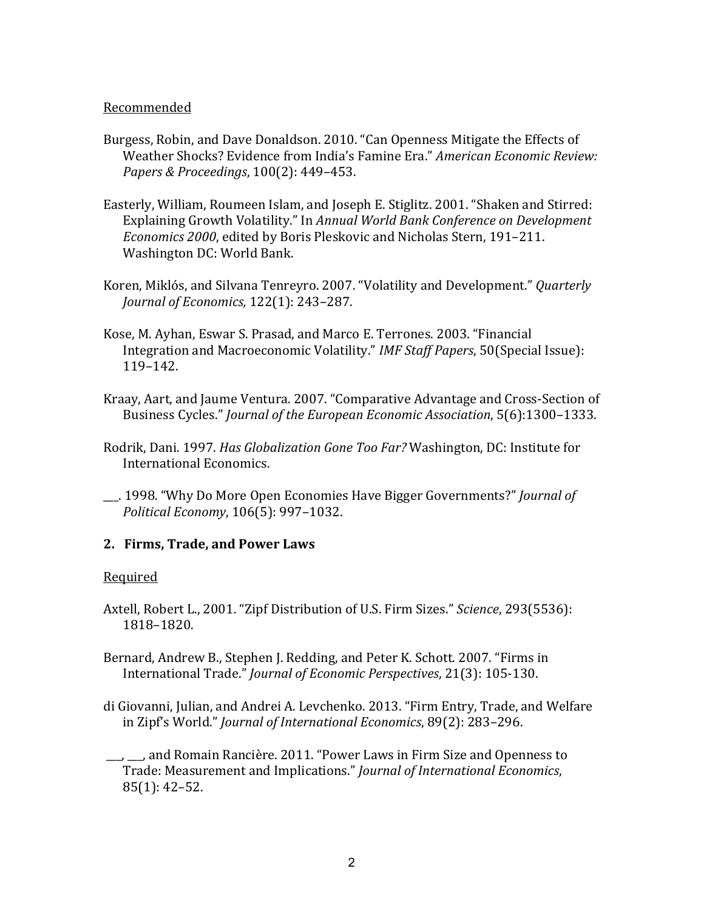Recommended

Burgess, Robin, and Dave Donaldson. 2010. "Can Openness Mitigate the Effects of Weather Shocks? Evidence from India's Famine Era." *American Economic Review: Papers & Proceedings*, 100(2): 449–453.

Easterly, William, Roumeen Islam, and Joseph E. Stiglitz. 2001. "Shaken and Stirred: Explaining Growth Volatility." In *Annual World Bank Conference on Development Economics 2000*, edited by Boris Pleskovic and Nicholas Stern, 191–211. Washington DC: World Bank.

Koren, Miklós, and Silvana Tenreyro. 2007. "Volatility and Development." *Quarterly Journal of Economics,* 122(1): 243–287.

Kose, M. Ayhan, Eswar S. Prasad, and Marco E. Terrones. 2003. "Financial Integration and Macroeconomic Volatility." *IMF Staff Papers*, 50(Special Issue): 119–142.

Kraay, Aart, and Jaume Ventura. 2007. "Comparative Advantage and Cross-Section of Business Cycles." *Journal of the European Economic Association*, 5(6):1300–1333.

Rodrik, Dani. 1997. *Has Globalization Gone Too Far?* Washington, DC: Institute for International Economics.

___. 1998. "Why Do More Open Economies Have Bigger Governments?" *Journal of Political Economy*, 106(5): 997–1032.

## 2. Firms, Trade, and Power Laws

Required

Axtell, Robert L., 2001. "Zipf Distribution of U.S. Firm Sizes." *Science*, 293(5536): 1818–1820.

Bernard, Andrew B., Stephen J. Redding, and Peter K. Schott. 2007. "Firms in International Trade." *Journal of Economic Perspectives*, 21(3): 105-130.

di Giovanni, Julian, and Andrei A. Levchenko. 2013. "Firm Entry, Trade, and Welfare in Zipf's World." *Journal of International Economics*, 89(2): 283–296.

___, ___, and Romain Rancière. 2011. "Power Laws in Firm Size and Openness to Trade: Measurement and Implications." *Journal of International Economics*, 85(1): 42–52.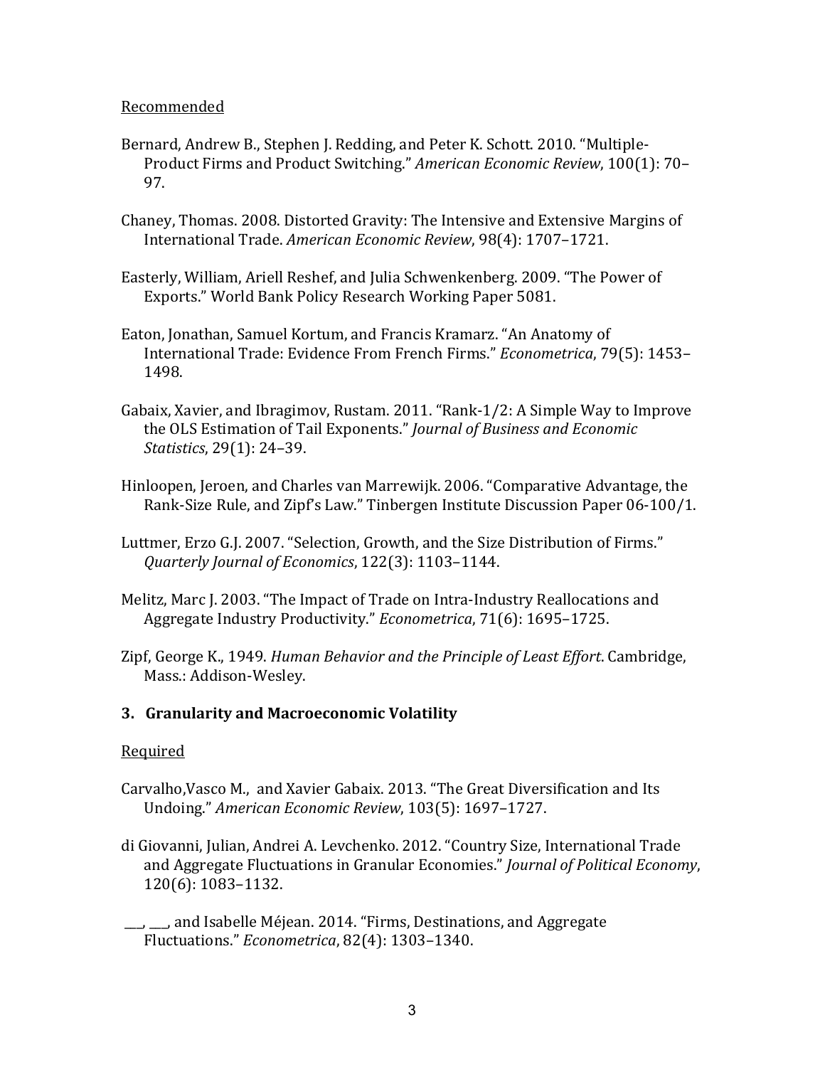Recommended

Bernard, Andrew B., Stephen J. Redding, and Peter K. Schott. 2010. "Multiple-Product Firms and Product Switching." *American Economic Review*, 100(1): 70–97.

Chaney, Thomas. 2008. Distorted Gravity: The Intensive and Extensive Margins of International Trade. *American Economic Review*, 98(4): 1707–1721.

Easterly, William, Ariell Reshef, and Julia Schwenkenberg. 2009. "The Power of Exports." World Bank Policy Research Working Paper 5081.

Eaton, Jonathan, Samuel Kortum, and Francis Kramarz. "An Anatomy of International Trade: Evidence From French Firms." *Econometrica*, 79(5): 1453–1498.

Gabaix, Xavier, and Ibragimov, Rustam. 2011. "Rank-1/2: A Simple Way to Improve the OLS Estimation of Tail Exponents." *Journal of Business and Economic Statistics*, 29(1): 24–39.

Hinloopen, Jeroen, and Charles van Marrewijk. 2006. "Comparative Advantage, the Rank-Size Rule, and Zipf's Law." Tinbergen Institute Discussion Paper 06-100/1.

Luttmer, Erzo G.J. 2007. "Selection, Growth, and the Size Distribution of Firms." *Quarterly Journal of Economics*, 122(3): 1103–1144.

Melitz, Marc J. 2003. "The Impact of Trade on Intra-Industry Reallocations and Aggregate Industry Productivity." *Econometrica*, 71(6): 1695–1725.

Zipf, George K., 1949. *Human Behavior and the Principle of Least Effort*. Cambridge, Mass.: Addison-Wesley.

### 3. Granularity and Macroeconomic Volatility

Required

Carvalho,Vasco M., and Xavier Gabaix. 2013. "The Great Diversification and Its Undoing." *American Economic Review*, 103(5): 1697–1727.

di Giovanni, Julian, Andrei A. Levchenko. 2012. "Country Size, International Trade and Aggregate Fluctuations in Granular Economies." *Journal of Political Economy*, 120(6): 1083–1132.

___, ___, and Isabelle Méjean. 2014. "Firms, Destinations, and Aggregate Fluctuations." *Econometrica*, 82(4): 1303–1340.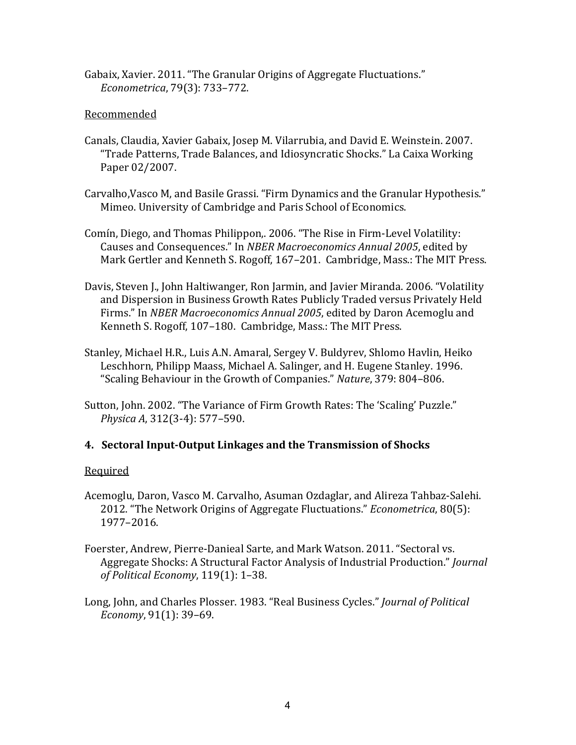Gabaix, Xavier. 2011. "The Granular Origins of Aggregate Fluctuations." *Econometrica*, 79(3): 733–772.

Recommended

Canals, Claudia, Xavier Gabaix, Josep M. Vilarrubia, and David E. Weinstein. 2007. "Trade Patterns, Trade Balances, and Idiosyncratic Shocks." La Caixa Working Paper 02/2007.

Carvalho,Vasco M, and Basile Grassi. "Firm Dynamics and the Granular Hypothesis." Mimeo. University of Cambridge and Paris School of Economics.

Comín, Diego, and Thomas Philippon,. 2006. "The Rise in Firm-Level Volatility: Causes and Consequences." In *NBER Macroeconomics Annual 2005*, edited by Mark Gertler and Kenneth S. Rogoff, 167–201. Cambridge, Mass.: The MIT Press.

Davis, Steven J., John Haltiwanger, Ron Jarmin, and Javier Miranda. 2006. "Volatility and Dispersion in Business Growth Rates Publicly Traded versus Privately Held Firms." In *NBER Macroeconomics Annual 2005*, edited by Daron Acemoglu and Kenneth S. Rogoff, 107–180. Cambridge, Mass.: The MIT Press.

Stanley, Michael H.R., Luis A.N. Amaral, Sergey V. Buldyrev, Shlomo Havlin, Heiko Leschhorn, Philipp Maass, Michael A. Salinger, and H. Eugene Stanley. 1996. "Scaling Behaviour in the Growth of Companies." *Nature*, 379: 804–806.

Sutton, John. 2002. "The Variance of Firm Growth Rates: The 'Scaling' Puzzle." *Physica A*, 312(3-4): 577–590.

## 4. Sectoral Input-Output Linkages and the Transmission of Shocks

Required

Acemoglu, Daron, Vasco M. Carvalho, Asuman Ozdaglar, and Alireza Tahbaz-Salehi. 2012. "The Network Origins of Aggregate Fluctuations." *Econometrica*, 80(5): 1977–2016.

Foerster, Andrew, Pierre-Danieal Sarte, and Mark Watson. 2011. "Sectoral vs. Aggregate Shocks: A Structural Factor Analysis of Industrial Production." *Journal of Political Economy*, 119(1): 1–38.

Long, John, and Charles Plosser. 1983. "Real Business Cycles." *Journal of Political Economy*, 91(1): 39–69.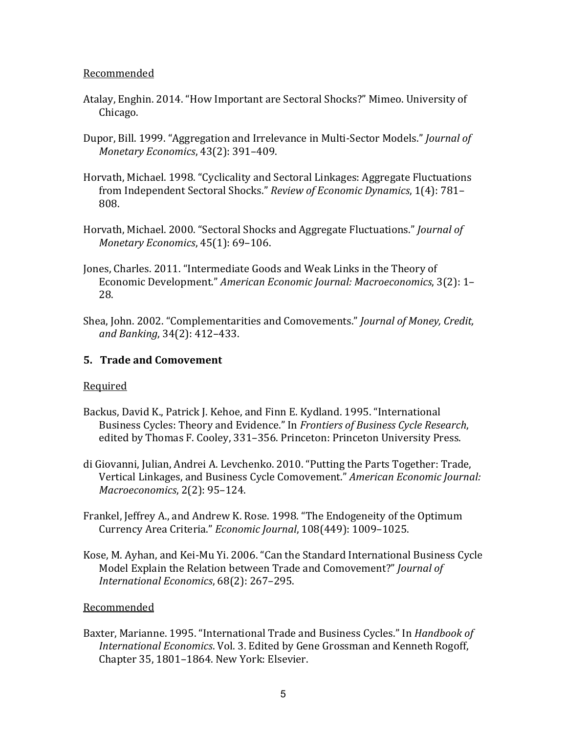Recommended

Atalay, Enghin. 2014. "How Important are Sectoral Shocks?" Mimeo. University of Chicago.

Dupor, Bill. 1999. "Aggregation and Irrelevance in Multi-Sector Models." *Journal of Monetary Economics*, 43(2): 391–409.

Horvath, Michael. 1998. "Cyclicality and Sectoral Linkages: Aggregate Fluctuations from Independent Sectoral Shocks." *Review of Economic Dynamics*, 1(4): 781–808.

Horvath, Michael. 2000. "Sectoral Shocks and Aggregate Fluctuations." *Journal of Monetary Economics*, 45(1): 69–106.

Jones, Charles. 2011. "Intermediate Goods and Weak Links in the Theory of Economic Development." *American Economic Journal: Macroeconomics*, 3(2): 1–28.

Shea, John. 2002. "Complementarities and Comovements." *Journal of Money, Credit, and Banking*, 34(2): 412–433.

## 5. Trade and Comovement

Required

Backus, David K., Patrick J. Kehoe, and Finn E. Kydland. 1995. "International Business Cycles: Theory and Evidence." In *Frontiers of Business Cycle Research*, edited by Thomas F. Cooley, 331–356. Princeton: Princeton University Press.

di Giovanni, Julian, Andrei A. Levchenko. 2010. "Putting the Parts Together: Trade, Vertical Linkages, and Business Cycle Comovement." *American Economic Journal: Macroeconomics*, 2(2): 95–124.

Frankel, Jeffrey A., and Andrew K. Rose. 1998. "The Endogeneity of the Optimum Currency Area Criteria." *Economic Journal*, 108(449): 1009–1025.

Kose, M. Ayhan, and Kei-Mu Yi. 2006. "Can the Standard International Business Cycle Model Explain the Relation between Trade and Comovement?" *Journal of International Economics*, 68(2): 267–295.

Recommended

Baxter, Marianne. 1995. "International Trade and Business Cycles." In *Handbook of International Economics*. Vol. 3. Edited by Gene Grossman and Kenneth Rogoff, Chapter 35, 1801–1864. New York: Elsevier.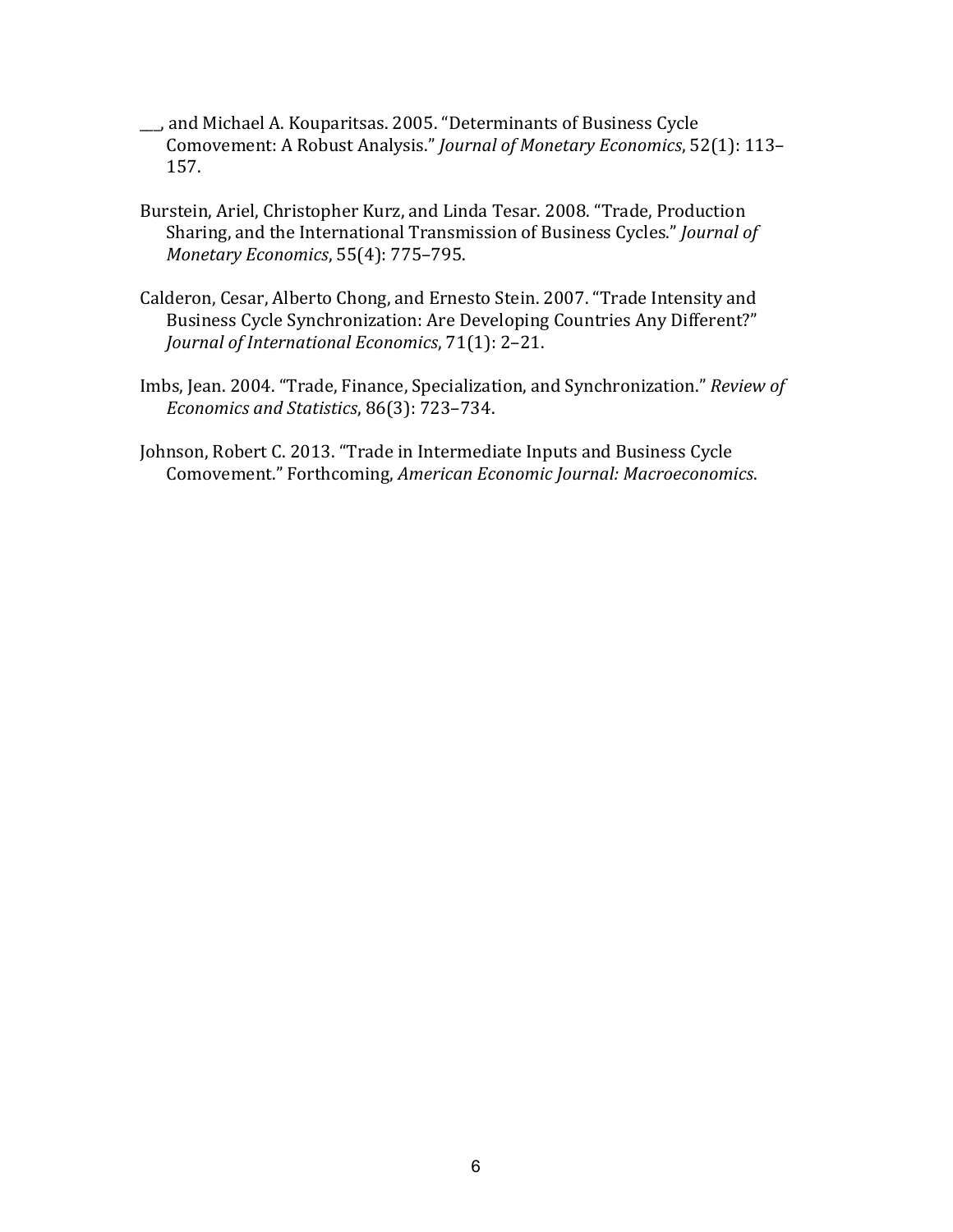___, and Michael A. Kouparitsas. 2005. "Determinants of Business Cycle Comovement: A Robust Analysis." *Journal of Monetary Economics*, 52(1): 113–157.

Burstein, Ariel, Christopher Kurz, and Linda Tesar. 2008. "Trade, Production Sharing, and the International Transmission of Business Cycles." *Journal of Monetary Economics*, 55(4): 775–795.

Calderon, Cesar, Alberto Chong, and Ernesto Stein. 2007. "Trade Intensity and Business Cycle Synchronization: Are Developing Countries Any Different?" *Journal of International Economics*, 71(1): 2–21.

Imbs, Jean. 2004. "Trade, Finance, Specialization, and Synchronization." *Review of Economics and Statistics*, 86(3): 723–734.

Johnson, Robert C. 2013. "Trade in Intermediate Inputs and Business Cycle Comovement." Forthcoming, *American Economic Journal: Macroeconomics*.